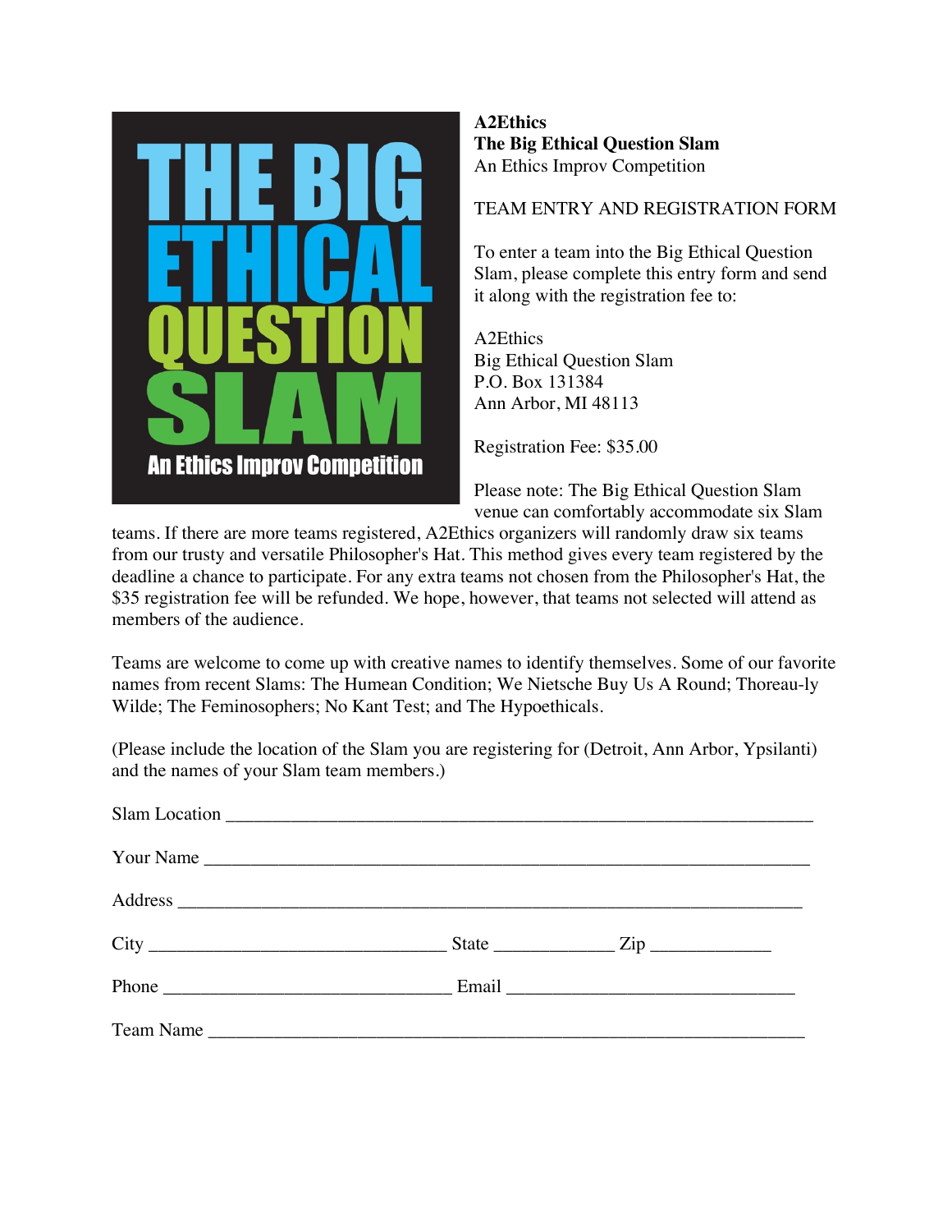**A2Ethics**
**The Big Ethical Question Slam**
An Ethics Improv Competition

TEAM ENTRY AND REGISTRATION FORM

To enter a team into the Big Ethical Question Slam, please complete this entry form and send it along with the registration fee to:

A2Ethics
Big Ethical Question Slam
P.O. Box 131384
Ann Arbor, MI 48113

Registration Fee: $35.00

Please note: The Big Ethical Question Slam venue can comfortably accommodate six Slam teams. If there are more teams registered, A2Ethics organizers will randomly draw six teams from our trusty and versatile Philosopher's Hat. This method gives every team registered by the deadline a chance to participate. For any extra teams not chosen from the Philosopher's Hat, the $35 registration fee will be refunded. We hope, however, that teams not selected will attend as members of the audience.

Teams are welcome to come up with creative names to identify themselves. Some of our favorite names from recent Slams: The Humean Condition; We Nietsche Buy Us A Round; Thoreau-ly Wilde; The Feminosophers; No Kant Test; and The Hypoethicals.

(Please include the location of the Slam you are registering for (Detroit, Ann Arbor, Ypsilanti) and the names of your Slam team members.)

Slam Location ________________________________________________________________

Your Name __________________________________________________________________

Address ____________________________________________________________________

City ______________________________ State ____________ Zip ____________

Phone _____________________________ Email _____________________________

Team Name __________________________________________________________________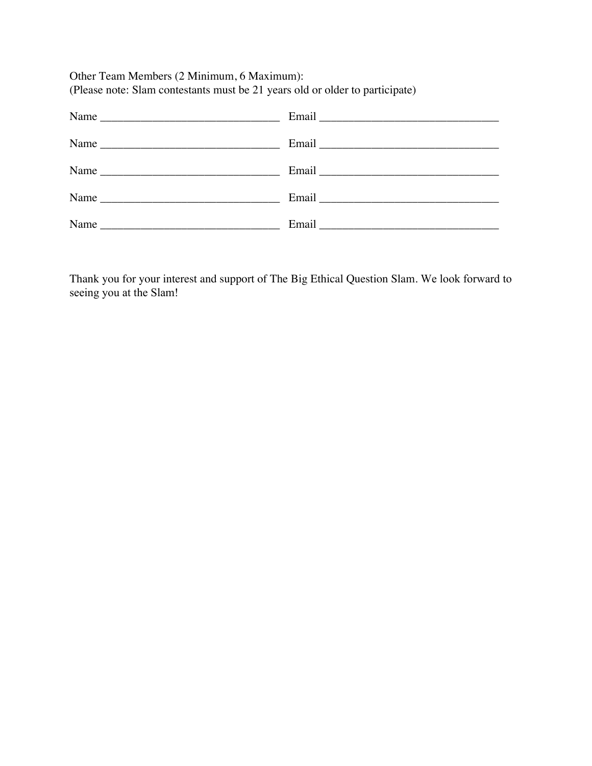Other Team Members (2 Minimum, 6 Maximum):
(Please note: Slam contestants must be 21 years old or older to participate)

Name _______________________________ Email _______________________________

Name _______________________________ Email _______________________________

Name _______________________________ Email _______________________________

Name _______________________________ Email _______________________________

Name _______________________________ Email _______________________________

Thank you for your interest and support of The Big Ethical Question Slam. We look forward to seeing you at the Slam!